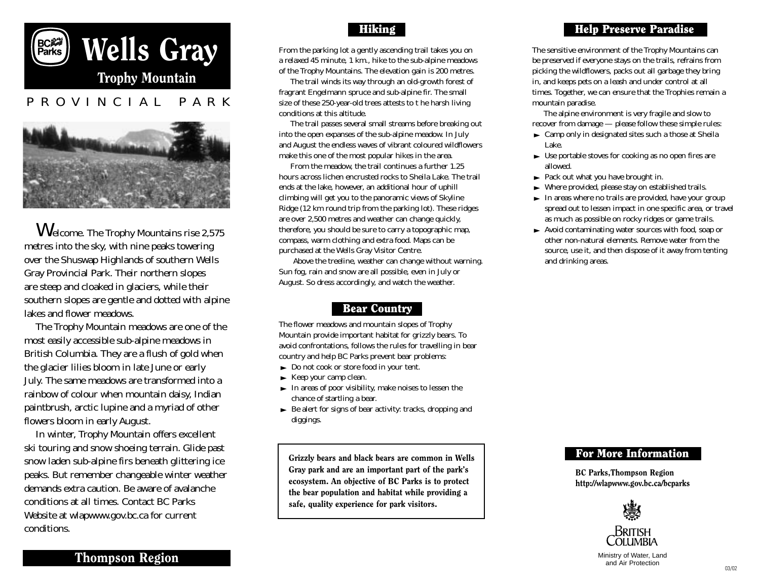# Wells Gray

## Trophy Mountain

PROVINCIAL PARK

Welcome. The Trophy Mountains rise 2,575 metres into the sky, with nine peaks towering over the Shuswap Highlands of southern Wells Gray Provincial Park. Their northern slopes are steep and cloaked in glaciers, while their southern slopes are gentle and dotted with alpine lakes and flower meadows.

The Trophy Mountain meadows are one of the most easily accessible sub-alpine meadows in British Columbia. They are a flush of gold when the glacier lilies bloom in late June or early July. The same meadows are transformed into a rainbow of colour when mountain daisy, Indian paintbrush, arctic lupine and a myriad of other flowers bloom in early August.

In winter, Trophy Mountain offers excellent ski touring and snow shoeing terrain. Glide past snow laden sub-alpine firs beneath glittering ice peaks. But remember changeable winter weather demands extra caution. Be aware of avalanche conditions at all times. Contact BC Parks Website at wlapwww.gov.bc.ca for current conditions.

## Thompson Region

## Hiking

From the parking lot a gently ascending trail takes you on a relaxed 45 minute, 1 km., hike to the sub-alpine meadows of the Trophy Mountains. The elevation gain is 200 metres.

The trail winds its way through an old-growth forest of fragrant Engelmann spruce and sub-alpine fir. The small size of these 250-year-old trees attests to t he harsh living conditions at this altitude.

The trail passes several small streams before breaking out into the open expanses of the sub-alpine meadow. In July and August the endless waves of vibrant coloured wildflowers make this one of the most popular hikes in the area.

From the meadow, the trail continues a further 1.25 hours across lichen encrusted rocks to Sheila Lake. The trail ends at the lake, however, an additional hour of uphill climbing will get you to the panoramic views of Skyline Ridge (12 km round trip from the parking lot). These ridges are over 2,500 metres and weather can change quickly, therefore, you should be sure to carry a topographic map, compass, warm clothing and extra food. Maps can be purchased at the Wells Gray Visitor Centre.

Above the treeline, weather can change without warning. Sun fog, rain and snow are all possible, even in July or August. So dress accordingly, and watch the weather.

## Bear Country

The flower meadows and mountain slopes of Trophy Mountain provide important habitat for grizzly bears. To avoid confrontations, follows the rules for travelling in bear country and help BC Parks prevent bear problems:

- Do not cook or store food in your tent.
- Keep your camp clean.
- In areas of poor visibility, make noises to lessen the chance of startling a bear.
- Be alert for signs of bear activity: tracks, dropping and diggings.

**Grizzly bears and black bears are common in Wells Gray park and are an important part of the park's ecosystem. An objective of BC Parks is to protect the bear population and habitat while providing a safe, quality experience for park visitors.**

## Help Preserve Paradise

The sensitive environment of the Trophy Mountains can be preserved if everyone stays on the trails, refrains from picking the wildflowers, packs out all garbage they bring in, and keeps pets on a leash and under control at all times. Together, we can ensure that the Trophies remain a mountain paradise.

The alpine environment is very fragile and slow to recover from damage — please follow these simple rules:

- Camp only in designated sites such a those at Sheila Lake.
- Use portable stoves for cooking as no open fires are allowed.
- Pack out what you have brought in.
- Where provided, please stay on established trails.
- In areas where no trails are provided, have your group spread out to lessen impact in one specific area, or travel as much as possible on rocky ridges or game trails.
- Avoid contaminating water sources with food, soap or other non-natural elements. Remove water from the source, use it, and then dispose of it away from tenting and drinking areas.

## For More Information

**BC Parks,Thompson Region**
**http://wlapwww.gov.bc.ca/bcparks**

British Columbia

Ministry of Water, Land and Air Protection

03/02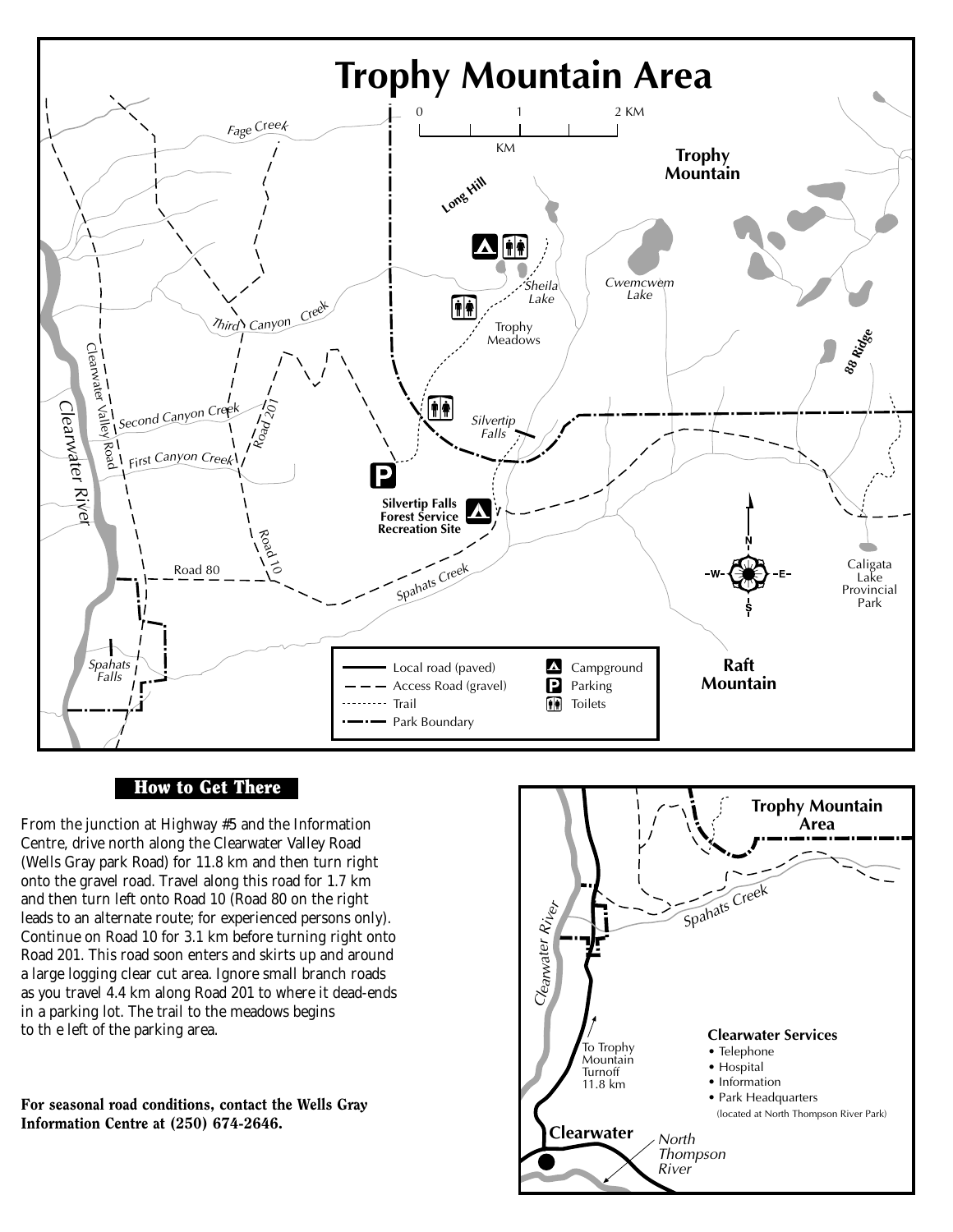# Trophy Mountain Area

0 1 2 KM

KM

Trophy Mountain

Long Hill

Sheila Lake

Cwemcwem Lake

Trophy Meadows

Fage Creek

Third Canyon Creek

Second Canyon Creek

First Canyon Creek

Road 201

Road 10

Road 80

Clearwater Valley Road

Clearwater River

Silvertip Falls

Silvertip Falls Forest Service Recreation Site

Spahats Creek

Spahats Falls

88 Ridge

Caligata Lake Provincial Park

Raft Mountain

N W E S

- Local road (paved)
- Access Road (gravel)
- Trail
- Park Boundary
- Campground
- Parking
- Toilets

## How to Get There

From the junction at Highway #5 and the Information Centre, drive north along the Clearwater Valley Road (Wells Gray park Road) for 11.8 km and then turn right onto the gravel road. Travel along this road for 1.7 km and then turn left onto Road 10 (Road 80 on the right leads to an alternate route; for experienced persons only). Continue on Road 10 for 3.1 km before turning right onto Road 201. This road soon enters and skirts up and around a large logging clear cut area. Ignore small branch roads as you travel 4.4 km along Road 201 to where it dead-ends in a parking lot. The trail to the meadows begins to th e left of the parking area.

**For seasonal road conditions, contact the Wells Gray Information Centre at (250) 674-2646.**

Trophy Mountain Area

Spahats Creek

Clearwater River

To Trophy Mountain Turnoff 11.8 km

Clearwater

North Thompson River

**Clearwater Services**

- Telephone
- Hospital
- Information
- Park Headquarters (located at North Thompson River Park)